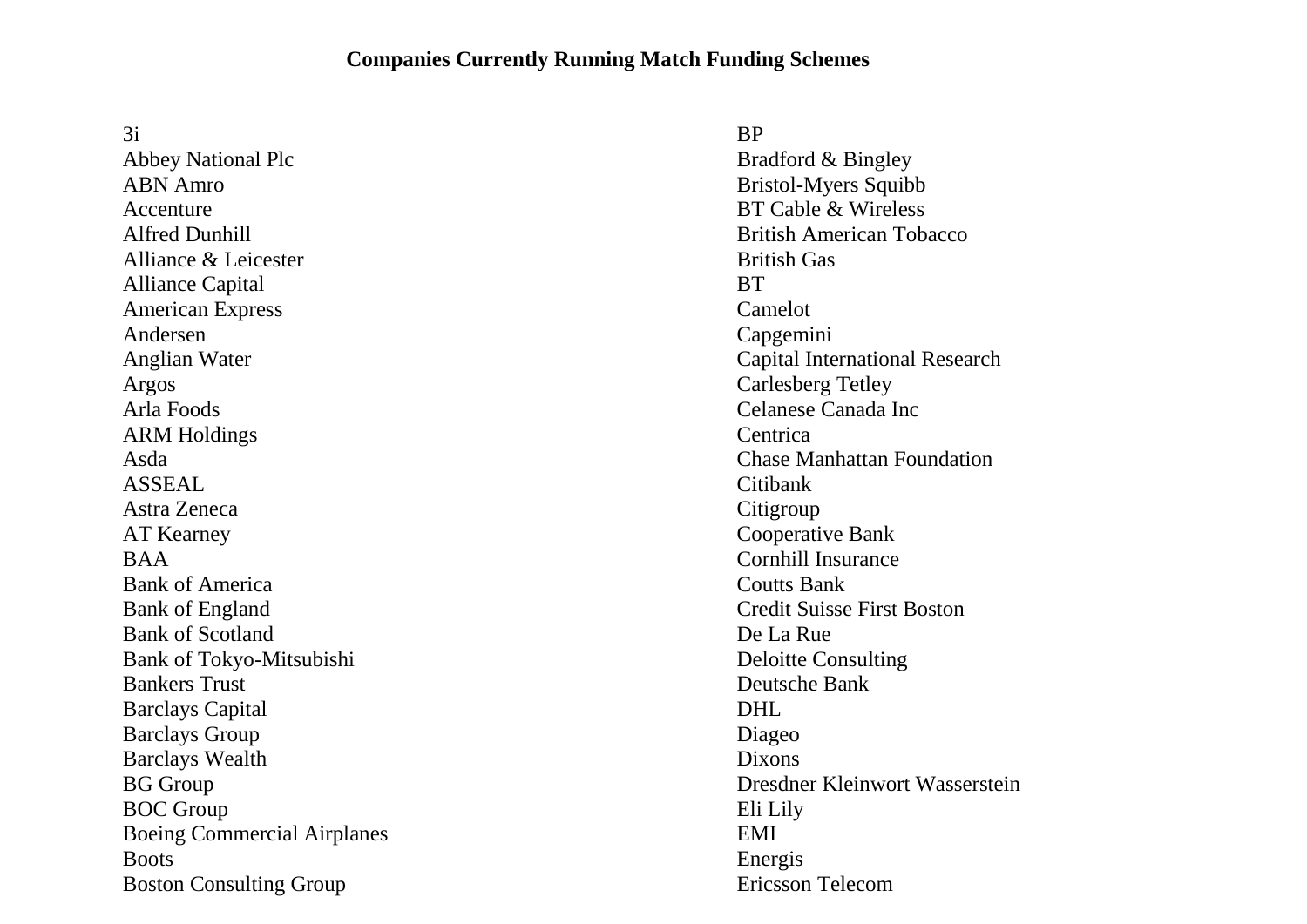# Companies Currently Running Match Funding Schemes

3i
Abbey National Plc
ABN Amro
Accenture
Alfred Dunhill
Alliance & Leicester
Alliance Capital
American Express
Andersen
Anglian Water
Argos
Arla Foods
ARM Holdings
Asda
ASSEAL
Astra Zeneca
AT Kearney
BAA
Bank of America
Bank of England
Bank of Scotland
Bank of Tokyo-Mitsubishi
Bankers Trust
Barclays Capital
Barclays Group
Barclays Wealth
BG Group
BOC Group
Boeing Commercial Airplanes
Boots
Boston Consulting Group
BP
Bradford & Bingley
Bristol-Myers Squibb
BT Cable & Wireless
British American Tobacco
British Gas
BT
Camelot
Capgemini
Capital International Research
Carlesberg Tetley
Celanese Canada Inc
Centrica
Chase Manhattan Foundation
Citibank
Citigroup
Cooperative Bank
Cornhill Insurance
Coutts Bank
Credit Suisse First Boston
De La Rue
Deloitte Consulting
Deutsche Bank
DHL
Diageo
Dixons
Dresdner Kleinwort Wasserstein
Eli Lily
EMI
Energis
Ericsson Telecom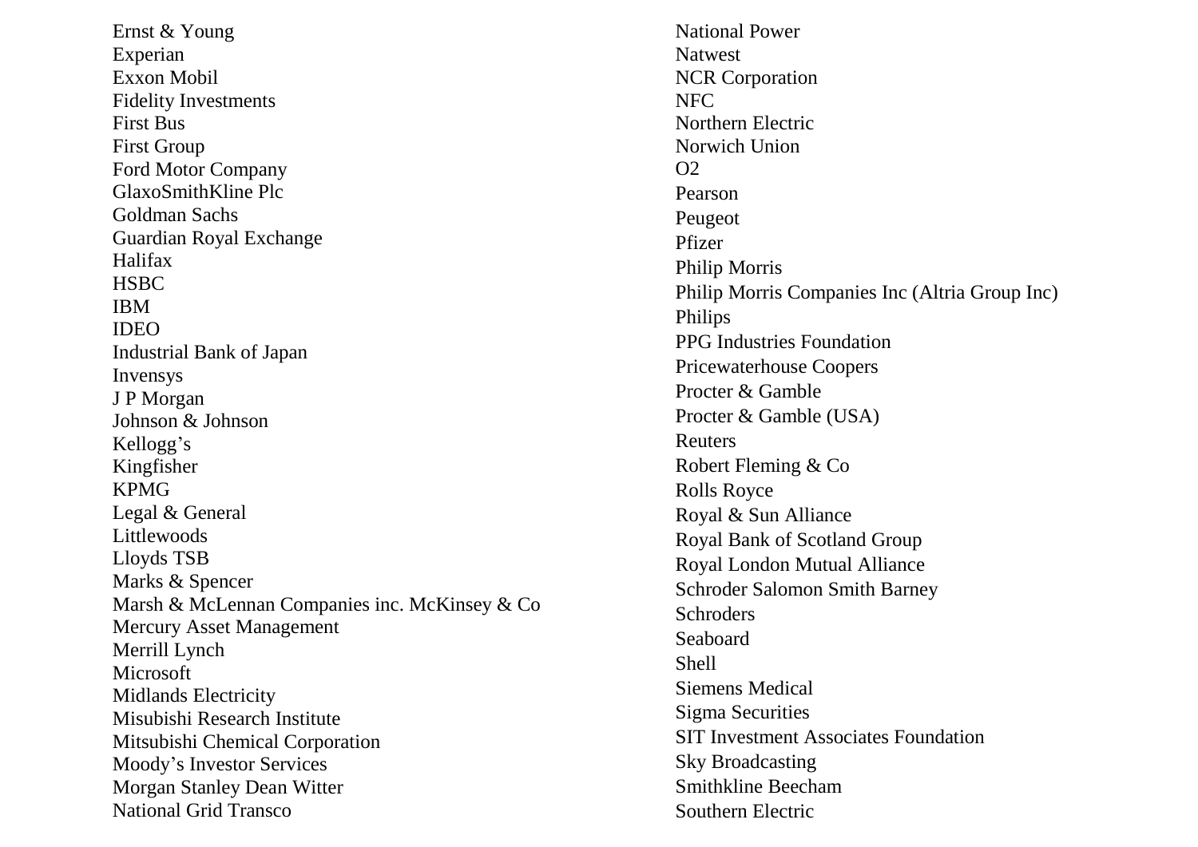Ernst & Young
Experian
Exxon Mobil
Fidelity Investments
First Bus
First Group
Ford Motor Company
GlaxoSmithKline Plc
Goldman Sachs
Guardian Royal Exchange
Halifax
HSBC
IBM
IDEO
Industrial Bank of Japan
Invensys
J P Morgan
Johnson & Johnson
Kellogg's
Kingfisher
KPMG
Legal & General
Littlewoods
Lloyds TSB
Marks & Spencer
Marsh & McLennan Companies inc. McKinsey & Co
Mercury Asset Management
Merrill Lynch
Microsoft
Midlands Electricity
Misubishi Research Institute
Mitsubishi Chemical Corporation
Moody's Investor Services
Morgan Stanley Dean Witter
National Grid Transco
National Power
Natwest
NCR Corporation
NFC
Northern Electric
Norwich Union
O2
Pearson
Peugeot
Pfizer
Philip Morris
Philip Morris Companies Inc (Altria Group Inc)
Philips
PPG Industries Foundation
Pricewaterhouse Coopers
Procter & Gamble
Procter & Gamble (USA)
Reuters
Robert Fleming & Co
Rolls Royce
Royal & Sun Alliance
Royal Bank of Scotland Group
Royal London Mutual Alliance
Schroder Salomon Smith Barney
Schroders
Seaboard
Shell
Siemens Medical
Sigma Securities
SIT Investment Associates Foundation
Sky Broadcasting
Smithkline Beecham
Southern Electric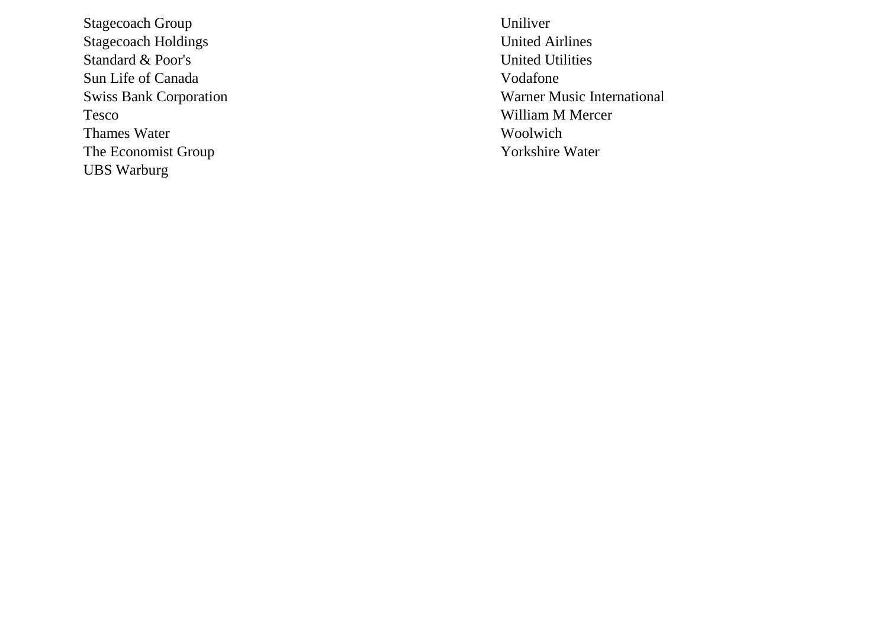Stagecoach Group
Stagecoach Holdings
Standard & Poor's
Sun Life of Canada
Swiss Bank Corporation
Tesco
Thames Water
The Economist Group
UBS Warburg
Uniliver
United Airlines
United Utilities
Vodafone
Warner Music International
William M Mercer
Woolwich
Yorkshire Water